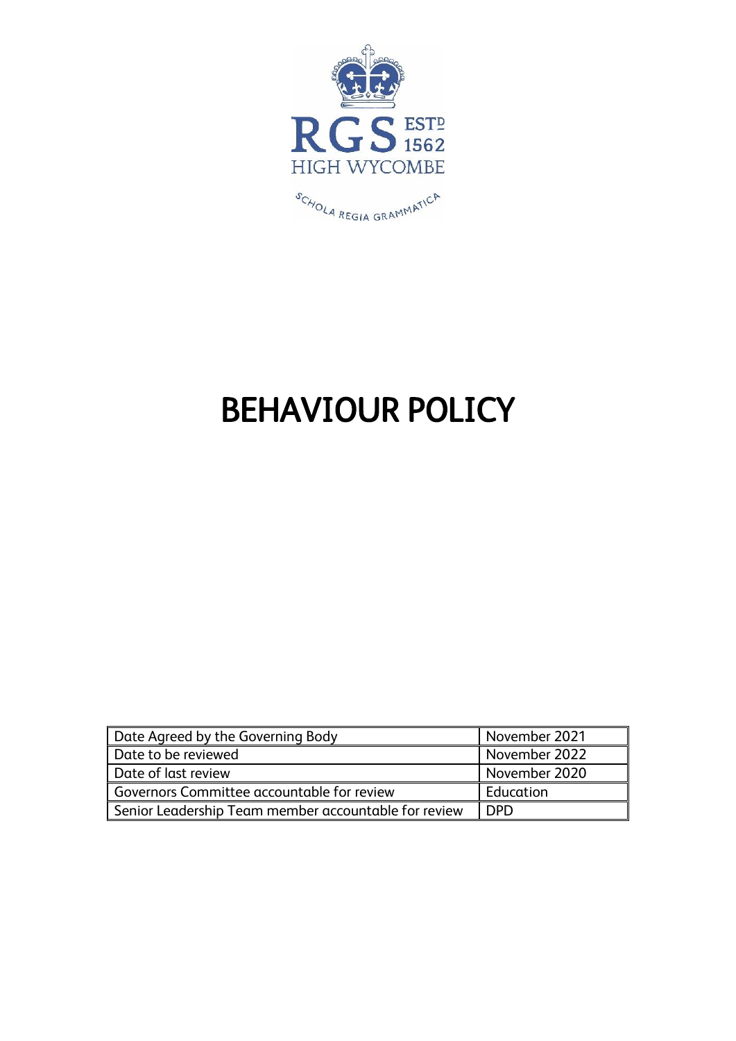RGS ESTD 1562

HIGH WYCOMBE

SCHOLA REGIA GRAMMATICA

# BEHAVIOUR POLICY

| Date Agreed by the Governing Body | November 2021 |
| --- | --- |
| Date to be reviewed | November 2022 |
| Date of last review | November 2020 |
| Governors Committee accountable for review | Education |
| Senior Leadership Team member accountable for review | DPD |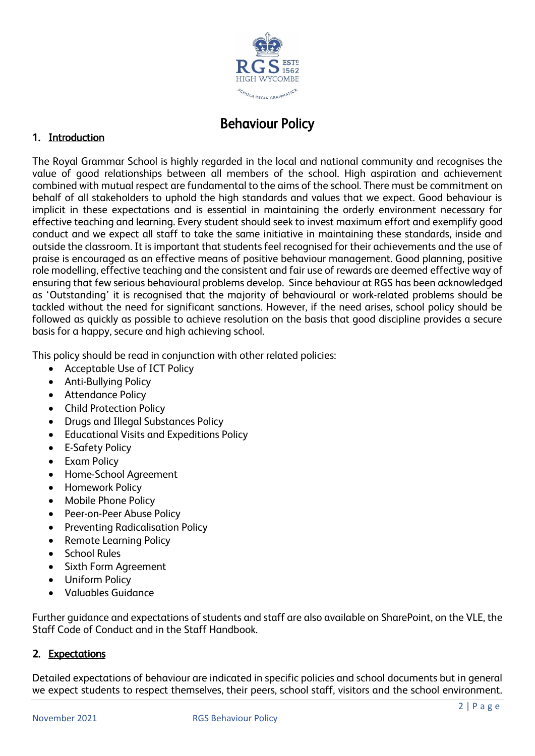# Behaviour Policy

## 1. Introduction

The Royal Grammar School is highly regarded in the local and national community and recognises the value of good relationships between all members of the school. High aspiration and achievement combined with mutual respect are fundamental to the aims of the school. There must be commitment on behalf of all stakeholders to uphold the high standards and values that we expect. Good behaviour is implicit in these expectations and is essential in maintaining the orderly environment necessary for effective teaching and learning. Every student should seek to invest maximum effort and exemplify good conduct and we expect all staff to take the same initiative in maintaining these standards, inside and outside the classroom. It is important that students feel recognised for their achievements and the use of praise is encouraged as an effective means of positive behaviour management. Good planning, positive role modelling, effective teaching and the consistent and fair use of rewards are deemed effective way of ensuring that few serious behavioural problems develop. Since behaviour at RGS has been acknowledged as 'Outstanding' it is recognised that the majority of behavioural or work-related problems should be tackled without the need for significant sanctions. However, if the need arises, school policy should be followed as quickly as possible to achieve resolution on the basis that good discipline provides a secure basis for a happy, secure and high achieving school.

This policy should be read in conjunction with other related policies:

- Acceptable Use of ICT Policy
- Anti-Bullying Policy
- Attendance Policy
- Child Protection Policy
- Drugs and Illegal Substances Policy
- Educational Visits and Expeditions Policy
- E-Safety Policy
- Exam Policy
- Home-School Agreement
- Homework Policy
- Mobile Phone Policy
- Peer-on-Peer Abuse Policy
- Preventing Radicalisation Policy
- Remote Learning Policy
- School Rules
- Sixth Form Agreement
- Uniform Policy
- Valuables Guidance

Further guidance and expectations of students and staff are also available on SharePoint, on the VLE, the Staff Code of Conduct and in the Staff Handbook.

## 2. Expectations

Detailed expectations of behaviour are indicated in specific policies and school documents but in general we expect students to respect themselves, their peers, school staff, visitors and the school environment.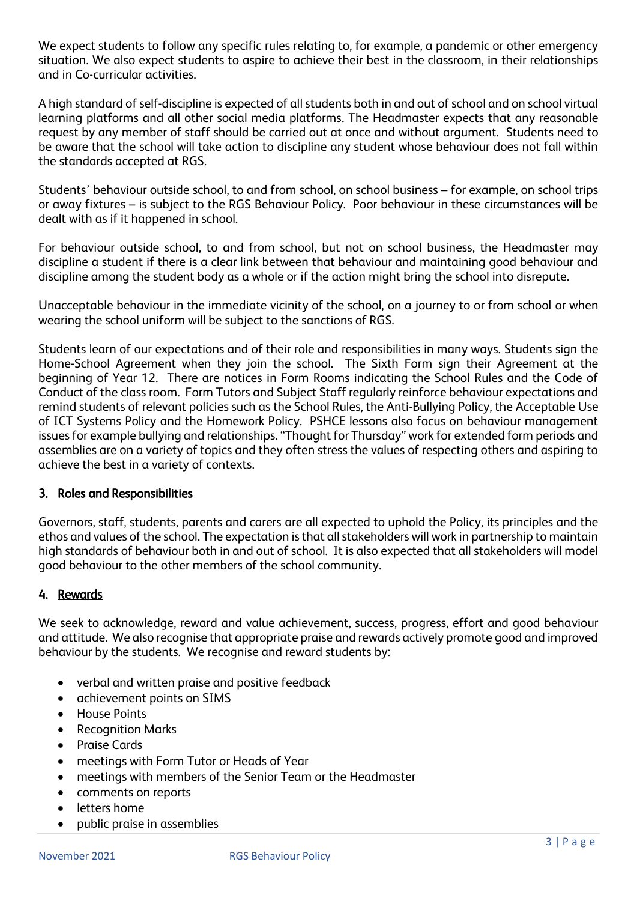We expect students to follow any specific rules relating to, for example, a pandemic or other emergency situation. We also expect students to aspire to achieve their best in the classroom, in their relationships and in Co-curricular activities.

A high standard of self-discipline is expected of all students both in and out of school and on school virtual learning platforms and all other social media platforms. The Headmaster expects that any reasonable request by any member of staff should be carried out at once and without argument. Students need to be aware that the school will take action to discipline any student whose behaviour does not fall within the standards accepted at RGS.

Students' behaviour outside school, to and from school, on school business – for example, on school trips or away fixtures – is subject to the RGS Behaviour Policy. Poor behaviour in these circumstances will be dealt with as if it happened in school.

For behaviour outside school, to and from school, but not on school business, the Headmaster may discipline a student if there is a clear link between that behaviour and maintaining good behaviour and discipline among the student body as a whole or if the action might bring the school into disrepute.

Unacceptable behaviour in the immediate vicinity of the school, on a journey to or from school or when wearing the school uniform will be subject to the sanctions of RGS.

Students learn of our expectations and of their role and responsibilities in many ways. Students sign the Home-School Agreement when they join the school. The Sixth Form sign their Agreement at the beginning of Year 12. There are notices in Form Rooms indicating the School Rules and the Code of Conduct of the class room. Form Tutors and Subject Staff regularly reinforce behaviour expectations and remind students of relevant policies such as the School Rules, the Anti-Bullying Policy, the Acceptable Use of ICT Systems Policy and the Homework Policy. PSHCE lessons also focus on behaviour management issues for example bullying and relationships. "Thought for Thursday" work for extended form periods and assemblies are on a variety of topics and they often stress the values of respecting others and aspiring to achieve the best in a variety of contexts.

## 3. Roles and Responsibilities

Governors, staff, students, parents and carers are all expected to uphold the Policy, its principles and the ethos and values of the school. The expectation is that all stakeholders will work in partnership to maintain high standards of behaviour both in and out of school. It is also expected that all stakeholders will model good behaviour to the other members of the school community.

## 4. Rewards

We seek to acknowledge, reward and value achievement, success, progress, effort and good behaviour and attitude. We also recognise that appropriate praise and rewards actively promote good and improved behaviour by the students. We recognise and reward students by:

- verbal and written praise and positive feedback
- achievement points on SIMS
- House Points
- Recognition Marks
- Praise Cards
- meetings with Form Tutor or Heads of Year
- meetings with members of the Senior Team or the Headmaster
- comments on reports
- letters home
- public praise in assemblies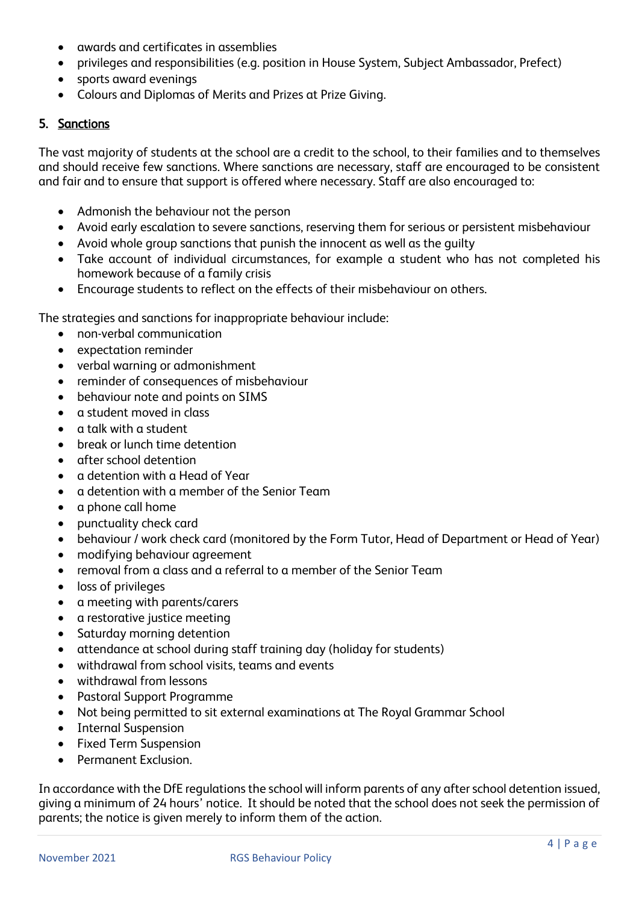- awards and certificates in assemblies
- privileges and responsibilities (e.g. position in House System, Subject Ambassador, Prefect)
- sports award evenings
- Colours and Diplomas of Merits and Prizes at Prize Giving.

## 5. Sanctions

The vast majority of students at the school are a credit to the school, to their families and to themselves and should receive few sanctions. Where sanctions are necessary, staff are encouraged to be consistent and fair and to ensure that support is offered where necessary. Staff are also encouraged to:

- Admonish the behaviour not the person
- Avoid early escalation to severe sanctions, reserving them for serious or persistent misbehaviour
- Avoid whole group sanctions that punish the innocent as well as the guilty
- Take account of individual circumstances, for example a student who has not completed his homework because of a family crisis
- Encourage students to reflect on the effects of their misbehaviour on others.

The strategies and sanctions for inappropriate behaviour include:

- non-verbal communication
- expectation reminder
- verbal warning or admonishment
- reminder of consequences of misbehaviour
- behaviour note and points on SIMS
- a student moved in class
- a talk with a student
- break or lunch time detention
- after school detention
- a detention with a Head of Year
- a detention with a member of the Senior Team
- a phone call home
- punctuality check card
- behaviour / work check card (monitored by the Form Tutor, Head of Department or Head of Year)
- modifying behaviour agreement
- removal from a class and a referral to a member of the Senior Team
- loss of privileges
- a meeting with parents/carers
- a restorative justice meeting
- Saturday morning detention
- attendance at school during staff training day (holiday for students)
- withdrawal from school visits, teams and events
- withdrawal from lessons
- Pastoral Support Programme
- Not being permitted to sit external examinations at The Royal Grammar School
- Internal Suspension
- Fixed Term Suspension
- Permanent Exclusion.

In accordance with the DfE regulations the school will inform parents of any after school detention issued, giving a minimum of 24 hours' notice. It should be noted that the school does not seek the permission of parents; the notice is given merely to inform them of the action.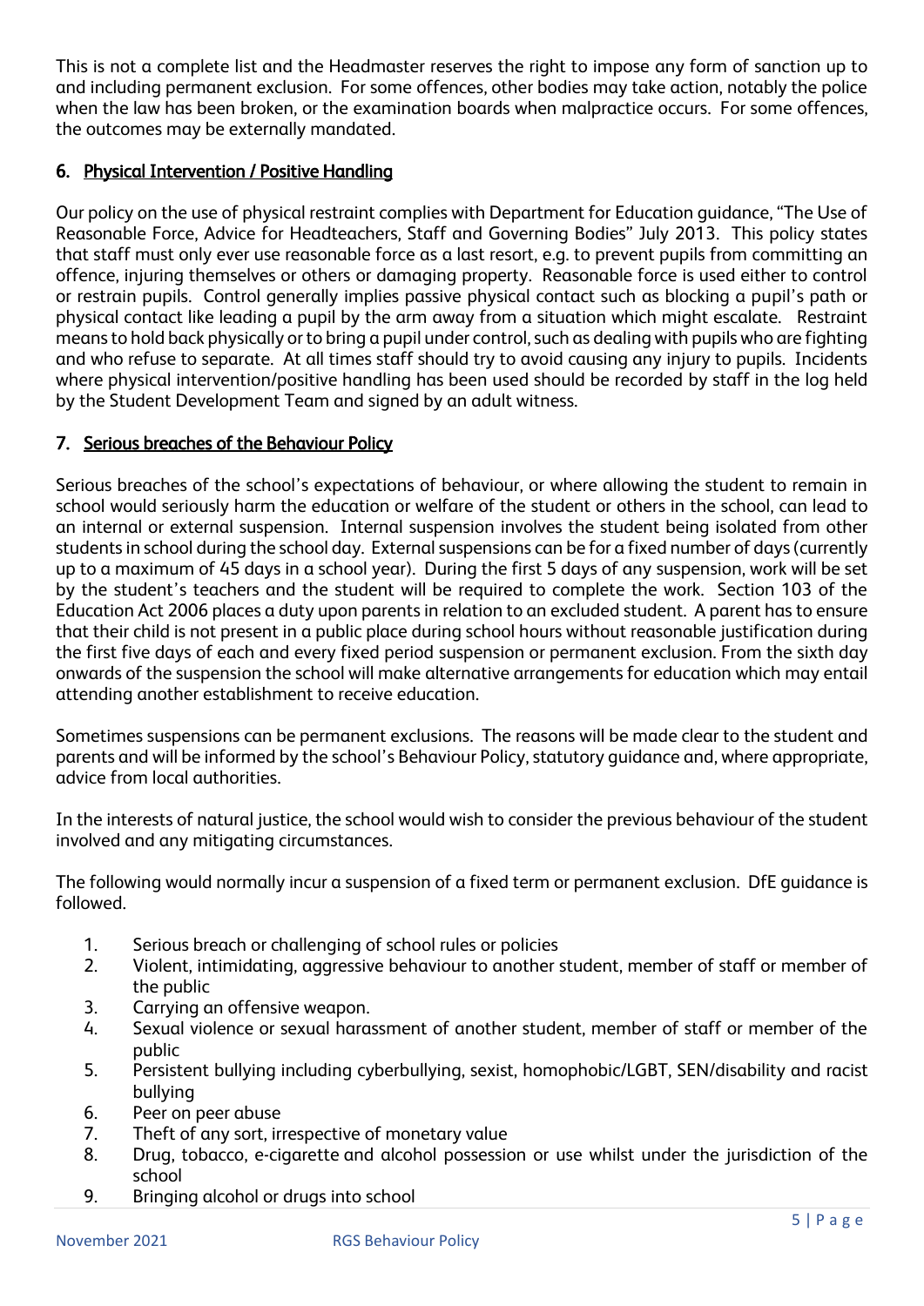This is not a complete list and the Headmaster reserves the right to impose any form of sanction up to and including permanent exclusion. For some offences, other bodies may take action, notably the police when the law has been broken, or the examination boards when malpractice occurs. For some offences, the outcomes may be externally mandated.

## 6. Physical Intervention / Positive Handling

Our policy on the use of physical restraint complies with Department for Education guidance, "The Use of Reasonable Force, Advice for Headteachers, Staff and Governing Bodies" July 2013. This policy states that staff must only ever use reasonable force as a last resort, e.g. to prevent pupils from committing an offence, injuring themselves or others or damaging property. Reasonable force is used either to control or restrain pupils. Control generally implies passive physical contact such as blocking a pupil's path or physical contact like leading a pupil by the arm away from a situation which might escalate. Restraint means to hold back physically or to bring a pupil under control, such as dealing with pupils who are fighting and who refuse to separate. At all times staff should try to avoid causing any injury to pupils. Incidents where physical intervention/positive handling has been used should be recorded by staff in the log held by the Student Development Team and signed by an adult witness.

## 7. Serious breaches of the Behaviour Policy

Serious breaches of the school's expectations of behaviour, or where allowing the student to remain in school would seriously harm the education or welfare of the student or others in the school, can lead to an internal or external suspension. Internal suspension involves the student being isolated from other students in school during the school day. External suspensions can be for a fixed number of days (currently up to a maximum of 45 days in a school year). During the first 5 days of any suspension, work will be set by the student's teachers and the student will be required to complete the work. Section 103 of the Education Act 2006 places a duty upon parents in relation to an excluded student. A parent has to ensure that their child is not present in a public place during school hours without reasonable justification during the first five days of each and every fixed period suspension or permanent exclusion. From the sixth day onwards of the suspension the school will make alternative arrangements for education which may entail attending another establishment to receive education.

Sometimes suspensions can be permanent exclusions. The reasons will be made clear to the student and parents and will be informed by the school's Behaviour Policy, statutory guidance and, where appropriate, advice from local authorities.

In the interests of natural justice, the school would wish to consider the previous behaviour of the student involved and any mitigating circumstances.

The following would normally incur a suspension of a fixed term or permanent exclusion. DfE guidance is followed.

1. Serious breach or challenging of school rules or policies
2. Violent, intimidating, aggressive behaviour to another student, member of staff or member of the public
3. Carrying an offensive weapon.
4. Sexual violence or sexual harassment of another student, member of staff or member of the public
5. Persistent bullying including cyberbullying, sexist, homophobic/LGBT, SEN/disability and racist bullying
6. Peer on peer abuse
7. Theft of any sort, irrespective of monetary value
8. Drug, tobacco, e-cigarette and alcohol possession or use whilst under the jurisdiction of the school
9. Bringing alcohol or drugs into school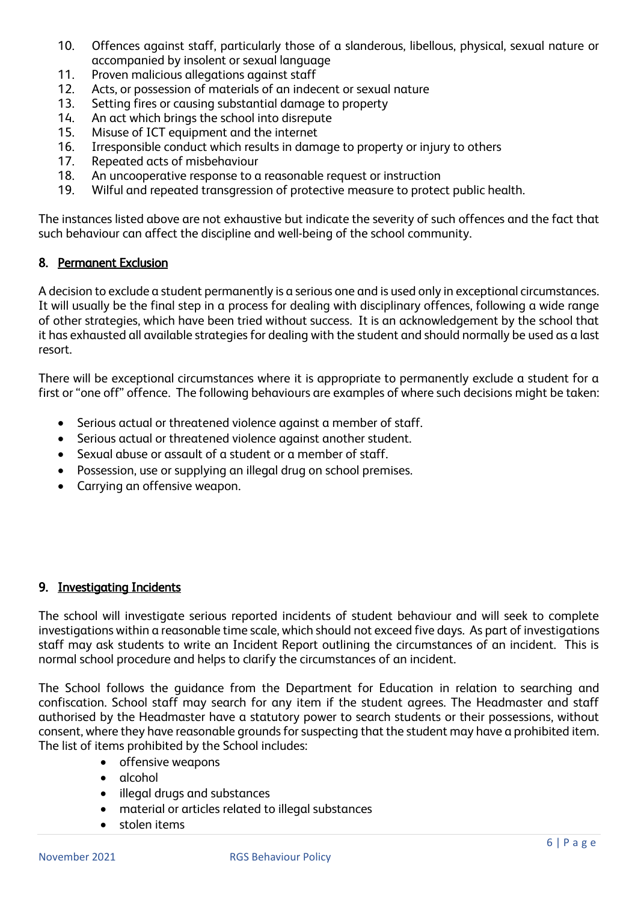10. Offences against staff, particularly those of a slanderous, libellous, physical, sexual nature or accompanied by insolent or sexual language
11. Proven malicious allegations against staff
12. Acts, or possession of materials of an indecent or sexual nature
13. Setting fires or causing substantial damage to property
14. An act which brings the school into disrepute
15. Misuse of ICT equipment and the internet
16. Irresponsible conduct which results in damage to property or injury to others
17. Repeated acts of misbehaviour
18. An uncooperative response to a reasonable request or instruction
19. Wilful and repeated transgression of protective measure to protect public health.

The instances listed above are not exhaustive but indicate the severity of such offences and the fact that such behaviour can affect the discipline and well-being of the school community.

## 8. Permanent Exclusion

A decision to exclude a student permanently is a serious one and is used only in exceptional circumstances. It will usually be the final step in a process for dealing with disciplinary offences, following a wide range of other strategies, which have been tried without success. It is an acknowledgement by the school that it has exhausted all available strategies for dealing with the student and should normally be used as a last resort.

There will be exceptional circumstances where it is appropriate to permanently exclude a student for a first or "one off" offence. The following behaviours are examples of where such decisions might be taken:

- Serious actual or threatened violence against a member of staff.
- Serious actual or threatened violence against another student.
- Sexual abuse or assault of a student or a member of staff.
- Possession, use or supplying an illegal drug on school premises.
- Carrying an offensive weapon.

## 9. Investigating Incidents

The school will investigate serious reported incidents of student behaviour and will seek to complete investigations within a reasonable time scale, which should not exceed five days. As part of investigations staff may ask students to write an Incident Report outlining the circumstances of an incident. This is normal school procedure and helps to clarify the circumstances of an incident.

The School follows the guidance from the Department for Education in relation to searching and confiscation. School staff may search for any item if the student agrees. The Headmaster and staff authorised by the Headmaster have a statutory power to search students or their possessions, without consent, where they have reasonable grounds for suspecting that the student may have a prohibited item. The list of items prohibited by the School includes:

- offensive weapons
- alcohol
- illegal drugs and substances
- material or articles related to illegal substances
- stolen items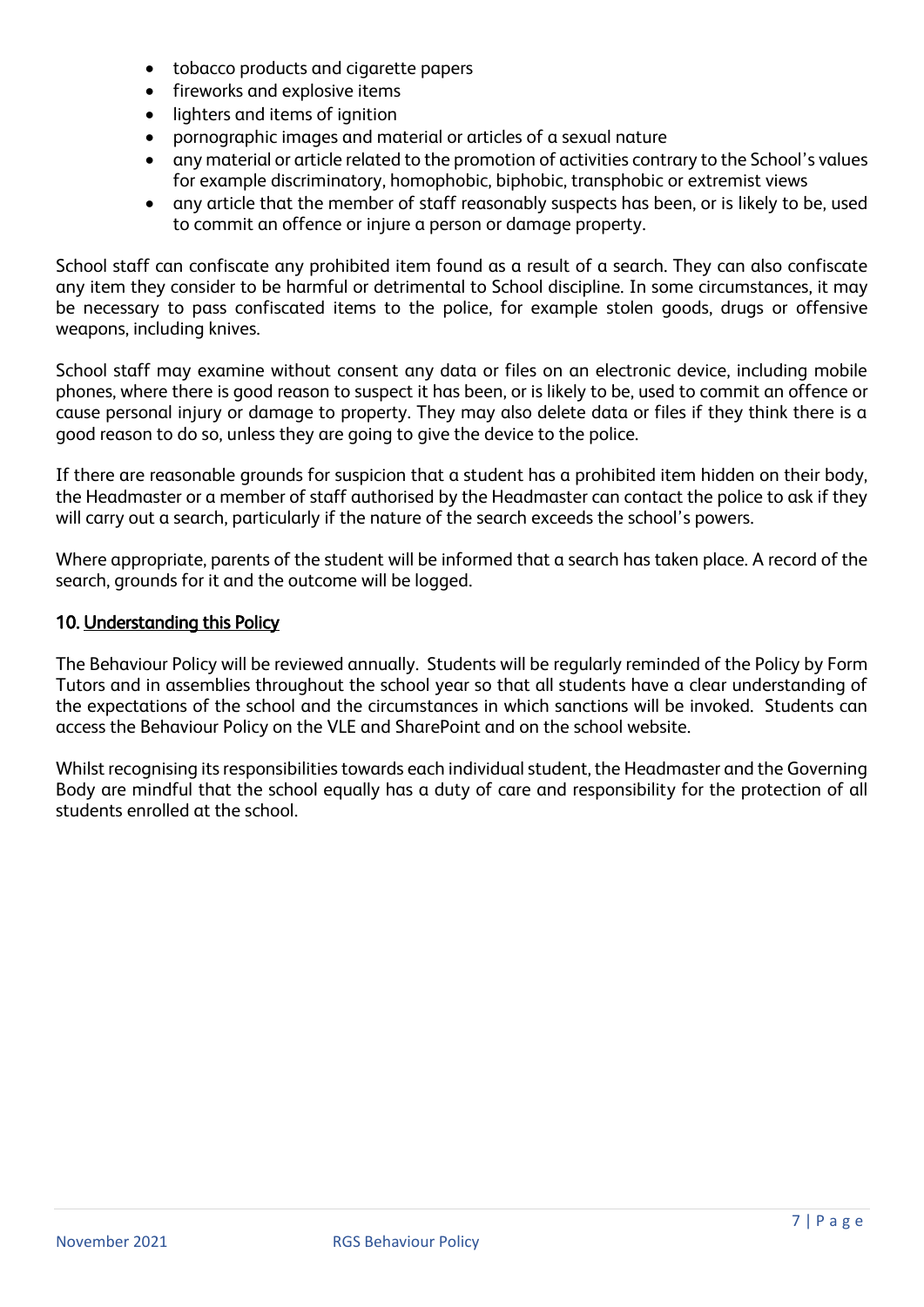- tobacco products and cigarette papers
- fireworks and explosive items
- lighters and items of ignition
- pornographic images and material or articles of a sexual nature
- any material or article related to the promotion of activities contrary to the School's values for example discriminatory, homophobic, biphobic, transphobic or extremist views
- any article that the member of staff reasonably suspects has been, or is likely to be, used to commit an offence or injure a person or damage property.

School staff can confiscate any prohibited item found as a result of a search. They can also confiscate any item they consider to be harmful or detrimental to School discipline. In some circumstances, it may be necessary to pass confiscated items to the police, for example stolen goods, drugs or offensive weapons, including knives.

School staff may examine without consent any data or files on an electronic device, including mobile phones, where there is good reason to suspect it has been, or is likely to be, used to commit an offence or cause personal injury or damage to property. They may also delete data or files if they think there is a good reason to do so, unless they are going to give the device to the police.

If there are reasonable grounds for suspicion that a student has a prohibited item hidden on their body, the Headmaster or a member of staff authorised by the Headmaster can contact the police to ask if they will carry out a search, particularly if the nature of the search exceeds the school's powers.

Where appropriate, parents of the student will be informed that a search has taken place. A record of the search, grounds for it and the outcome will be logged.

## 10. Understanding this Policy

The Behaviour Policy will be reviewed annually. Students will be regularly reminded of the Policy by Form Tutors and in assemblies throughout the school year so that all students have a clear understanding of the expectations of the school and the circumstances in which sanctions will be invoked. Students can access the Behaviour Policy on the VLE and SharePoint and on the school website.

Whilst recognising its responsibilities towards each individual student, the Headmaster and the Governing Body are mindful that the school equally has a duty of care and responsibility for the protection of all students enrolled at the school.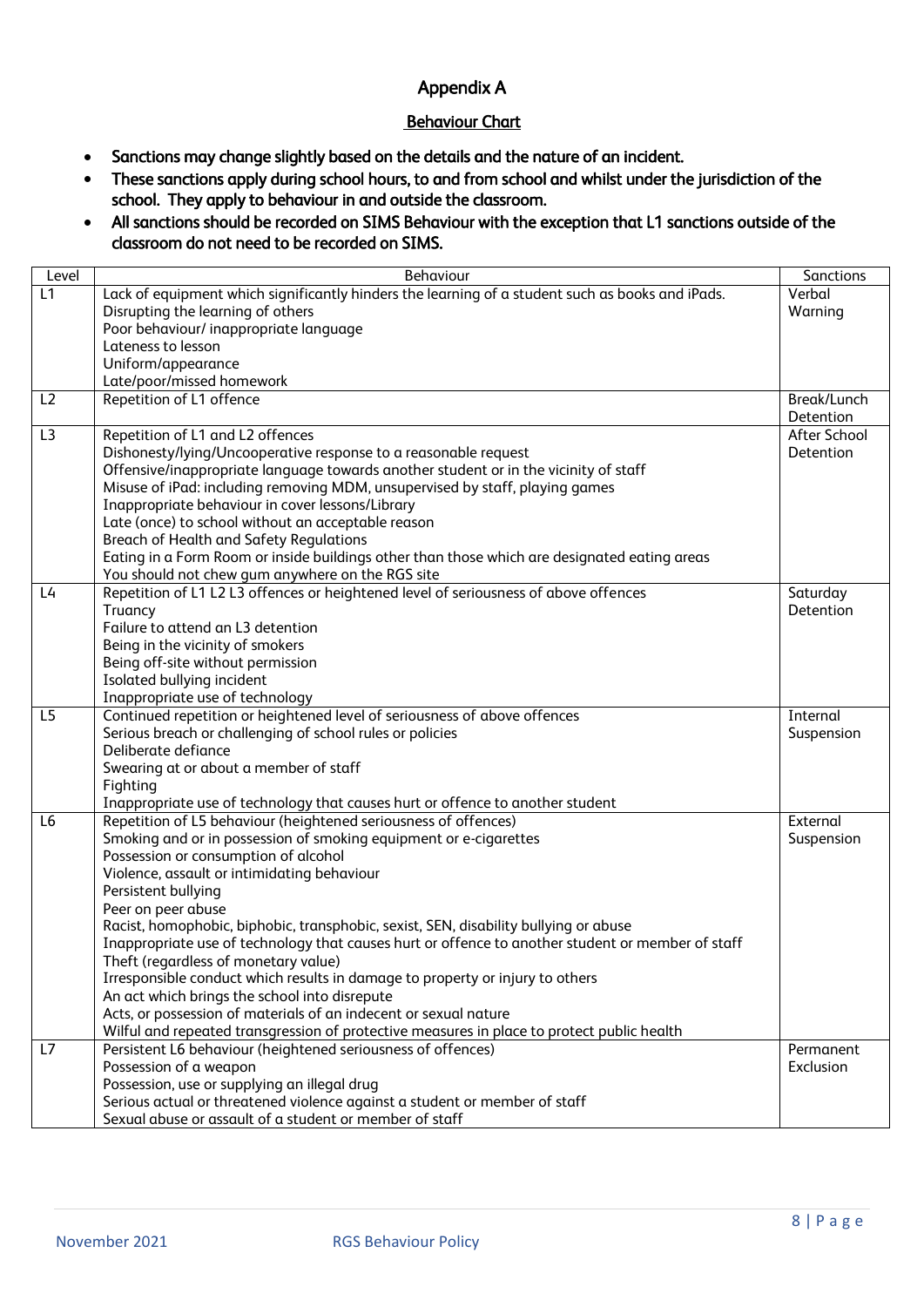# Appendix A

## Behaviour Chart

- **Sanctions may change slightly based on the details and the nature of an incident.**
- **These sanctions apply during school hours, to and from school and whilst under the jurisdiction of the school. They apply to behaviour in and outside the classroom.**
- **All sanctions should be recorded on SIMS Behaviour with the exception that L1 sanctions outside of the classroom do not need to be recorded on SIMS.**

| Level | Behaviour | Sanctions |
|---|---|---|
| L1 | Lack of equipment which significantly hinders the learning of a student such as books and iPads.<br>Disrupting the learning of others<br>Poor behaviour/ inappropriate language<br>Lateness to lesson<br>Uniform/appearance<br>Late/poor/missed homework | Verbal Warning |
| L2 | Repetition of L1 offence | Break/Lunch Detention |
| L3 | Repetition of L1 and L2 offences<br>Dishonesty/lying/Uncooperative response to a reasonable request<br>Offensive/inappropriate language towards another student or in the vicinity of staff<br>Misuse of iPad: including removing MDM, unsupervised by staff, playing games<br>Inappropriate behaviour in cover lessons/Library<br>Late (once) to school without an acceptable reason<br>Breach of Health and Safety Regulations<br>Eating in a Form Room or inside buildings other than those which are designated eating areas<br>You should not chew gum anywhere on the RGS site | After School Detention |
| L4 | Repetition of L1 L2 L3 offences or heightened level of seriousness of above offences<br>Truancy<br>Failure to attend an L3 detention<br>Being in the vicinity of smokers<br>Being off-site without permission<br>Isolated bullying incident<br>Inappropriate use of technology | Saturday Detention |
| L5 | Continued repetition or heightened level of seriousness of above offences<br>Serious breach or challenging of school rules or policies<br>Deliberate defiance<br>Swearing at or about a member of staff<br>Fighting<br>Inappropriate use of technology that causes hurt or offence to another student | Internal Suspension |
| L6 | Repetition of L5 behaviour (heightened seriousness of offences)<br>Smoking and or in possession of smoking equipment or e-cigarettes<br>Possession or consumption of alcohol<br>Violence, assault or intimidating behaviour<br>Persistent bullying<br>Peer on peer abuse<br>Racist, homophobic, biphobic, transphobic, sexist, SEN, disability bullying or abuse<br>Inappropriate use of technology that causes hurt or offence to another student or member of staff<br>Theft (regardless of monetary value)<br>Irresponsible conduct which results in damage to property or injury to others<br>An act which brings the school into disrepute<br>Acts, or possession of materials of an indecent or sexual nature<br>Wilful and repeated transgression of protective measures in place to protect public health | External Suspension |
| L7 | Persistent L6 behaviour (heightened seriousness of offences)<br>Possession of a weapon<br>Possession, use or supplying an illegal drug<br>Serious actual or threatened violence against a student or member of staff<br>Sexual abuse or assault of a student or member of staff | Permanent Exclusion |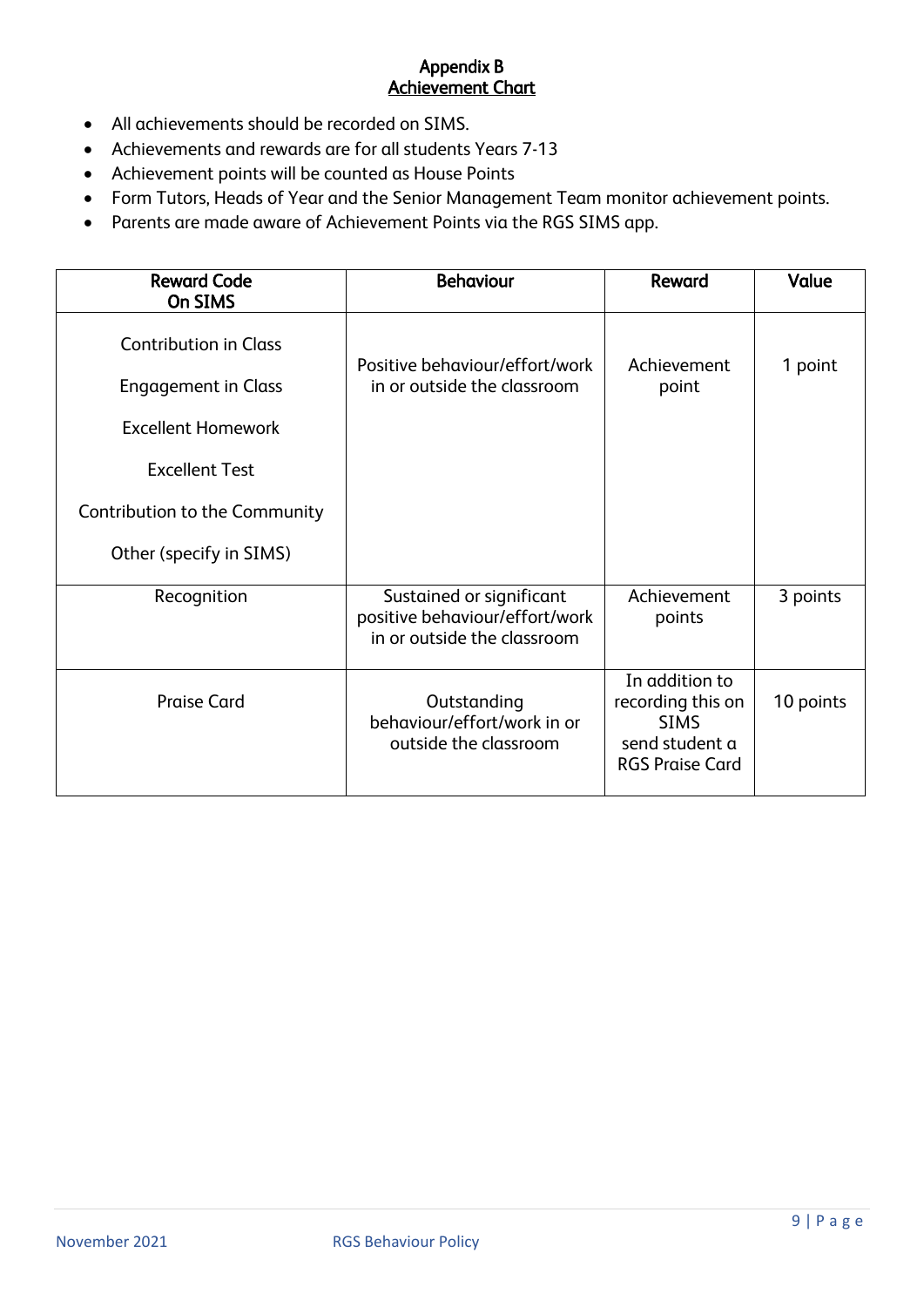## Appendix B
## Achievement Chart

- All achievements should be recorded on SIMS.
- Achievements and rewards are for all students Years 7-13
- Achievement points will be counted as House Points
- Form Tutors, Heads of Year and the Senior Management Team monitor achievement points.
- Parents are made aware of Achievement Points via the RGS SIMS app.

| Reward Code On SIMS | Behaviour | Reward | Value |
|---|---|---|---|
| Contribution in Class<br><br>Engagement in Class<br><br>Excellent Homework<br><br>Excellent Test<br><br>Contribution to the Community<br><br>Other (specify in SIMS) | Positive behaviour/effort/work in or outside the classroom | Achievement point | 1 point |
| Recognition | Sustained or significant positive behaviour/effort/work in or outside the classroom | Achievement points | 3 points |
| Praise Card | Outstanding behaviour/effort/work in or outside the classroom | In addition to recording this on SIMS send student a RGS Praise Card | 10 points |